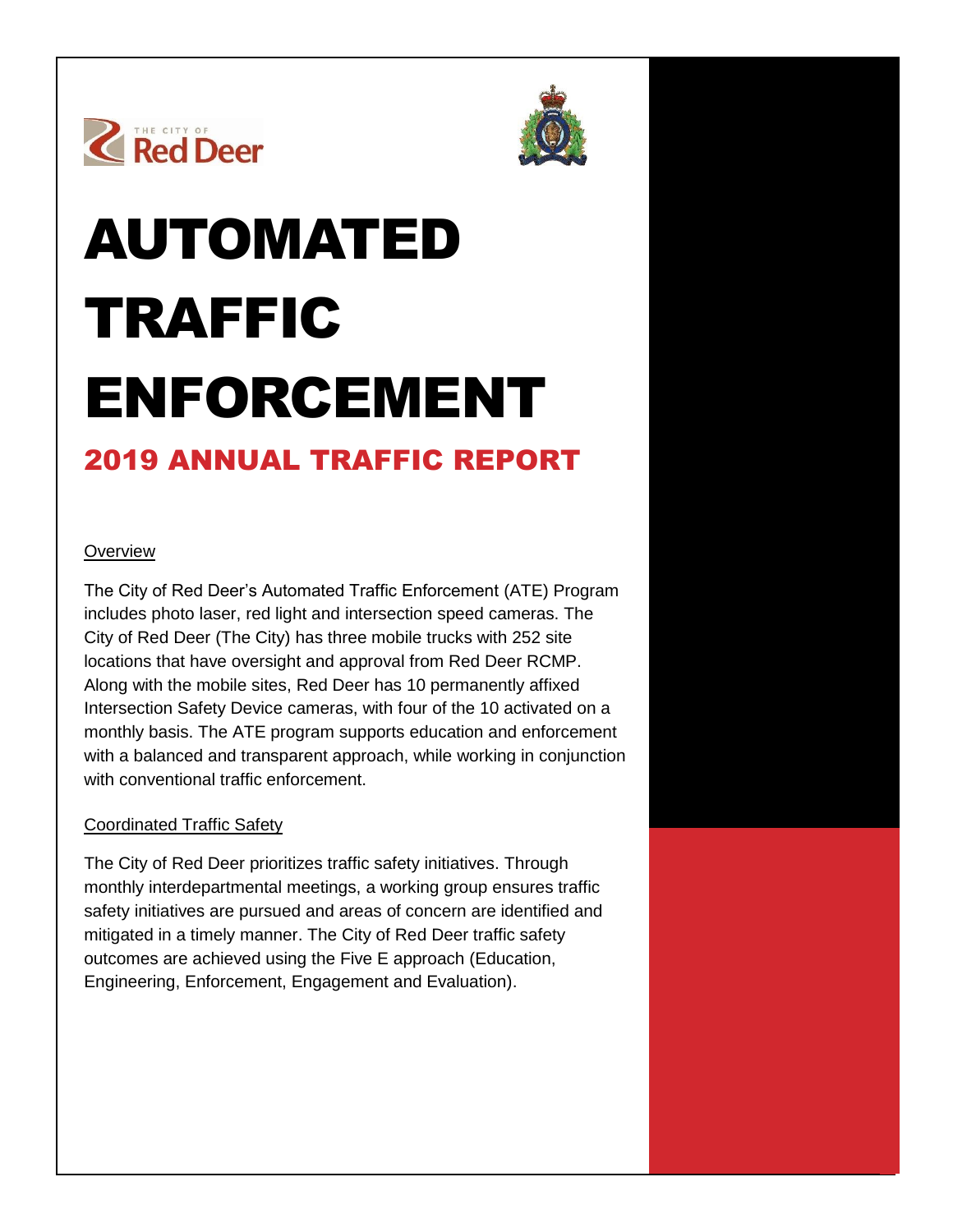# AUTOMATED TRAFFIC ENFORCEMENT

## 2019 ANNUAL TRAFFIC REPORT

### Overview

The City of Red Deer's Automated Traffic Enforcement (ATE) Program includes photo laser, red light and intersection speed cameras. The City of Red Deer (The City) has three mobile trucks with 252 site locations that have oversight and approval from Red Deer RCMP. Along with the mobile sites, Red Deer has 10 permanently affixed Intersection Safety Device cameras, with four of the 10 activated on a monthly basis. The ATE program supports education and enforcement with a balanced and transparent approach, while working in conjunction with conventional traffic enforcement.

### Coordinated Traffic Safety

The City of Red Deer prioritizes traffic safety initiatives. Through monthly interdepartmental meetings, a working group ensures traffic safety initiatives are pursued and areas of concern are identified and mitigated in a timely manner. The City of Red Deer traffic safety outcomes are achieved using the Five E approach (Education, Engineering, Enforcement, Engagement and Evaluation).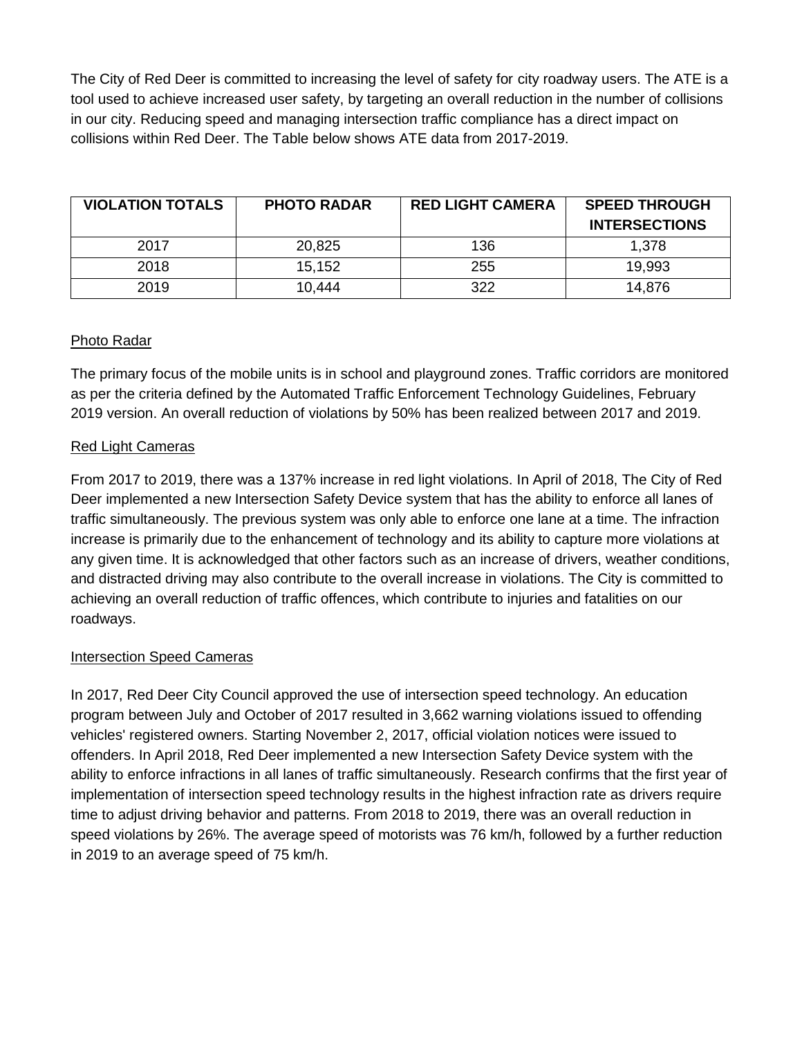The City of Red Deer is committed to increasing the level of safety for city roadway users. The ATE is a tool used to achieve increased user safety, by targeting an overall reduction in the number of collisions in our city. Reducing speed and managing intersection traffic compliance has a direct impact on collisions within Red Deer. The Table below shows ATE data from 2017-2019.

| VIOLATION TOTALS | PHOTO RADAR | RED LIGHT CAMERA | SPEED THROUGH INTERSECTIONS |
|---|---|---|---|
| 2017 | 20,825 | 136 | 1,378 |
| 2018 | 15,152 | 255 | 19,993 |
| 2019 | 10,444 | 322 | 14,876 |

<u>Photo Radar</u>

The primary focus of the mobile units is in school and playground zones. Traffic corridors are monitored as per the criteria defined by the Automated Traffic Enforcement Technology Guidelines, February 2019 version. An overall reduction of violations by 50% has been realized between 2017 and 2019.

<u>Red Light Cameras</u>

From 2017 to 2019, there was a 137% increase in red light violations. In April of 2018, The City of Red Deer implemented a new Intersection Safety Device system that has the ability to enforce all lanes of traffic simultaneously. The previous system was only able to enforce one lane at a time. The infraction increase is primarily due to the enhancement of technology and its ability to capture more violations at any given time. It is acknowledged that other factors such as an increase of drivers, weather conditions, and distracted driving may also contribute to the overall increase in violations. The City is committed to achieving an overall reduction of traffic offences, which contribute to injuries and fatalities on our roadways.

<u>Intersection Speed Cameras</u>

In 2017, Red Deer City Council approved the use of intersection speed technology. An education program between July and October of 2017 resulted in 3,662 warning violations issued to offending vehicles' registered owners. Starting November 2, 2017, official violation notices were issued to offenders. In April 2018, Red Deer implemented a new Intersection Safety Device system with the ability to enforce infractions in all lanes of traffic simultaneously. Research confirms that the first year of implementation of intersection speed technology results in the highest infraction rate as drivers require time to adjust driving behavior and patterns. From 2018 to 2019, there was an overall reduction in speed violations by 26%. The average speed of motorists was 76 km/h, followed by a further reduction in 2019 to an average speed of 75 km/h.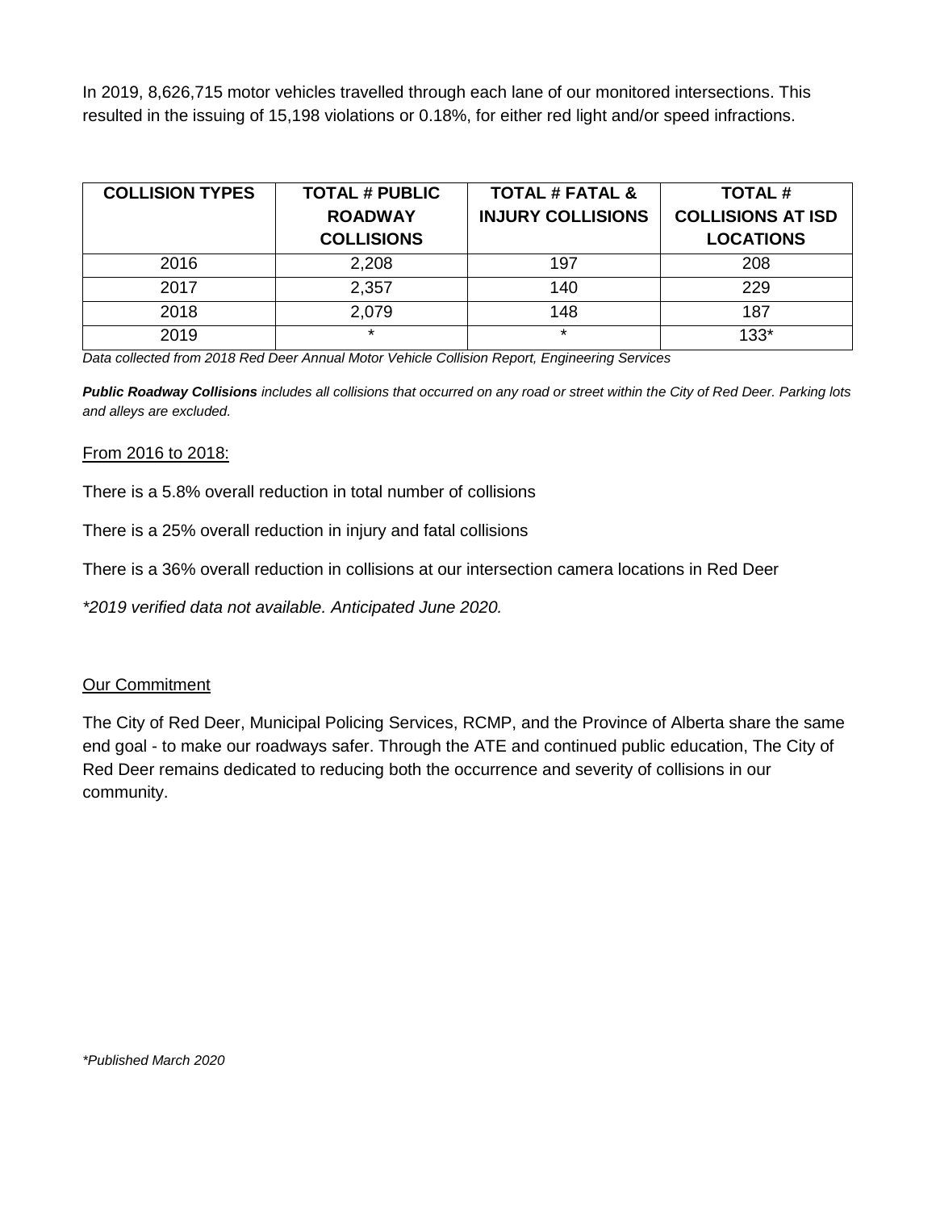In 2019, 8,626,715 motor vehicles travelled through each lane of our monitored intersections. This resulted in the issuing of 15,198 violations or 0.18%, for either red light and/or speed infractions.

| COLLISION TYPES | TOTAL # PUBLIC ROADWAY COLLISIONS | TOTAL # FATAL & INJURY COLLISIONS | TOTAL # COLLISIONS AT ISD LOCATIONS |
|---|---|---|---|
| 2016 | 2,208 | 197 | 208 |
| 2017 | 2,357 | 140 | 229 |
| 2018 | 2,079 | 148 | 187 |
| 2019 | * | * | 133* |

*Data collected from 2018 Red Deer Annual Motor Vehicle Collision Report, Engineering Services*

***Public Roadway Collisions** includes all collisions that occurred on any road or street within the City of Red Deer. Parking lots and alleys are excluded.*

From 2016 to 2018:

There is a 5.8% overall reduction in total number of collisions

There is a 25% overall reduction in injury and fatal collisions

There is a 36% overall reduction in collisions at our intersection camera locations in Red Deer

*\*2019 verified data not available. Anticipated June 2020.*

Our Commitment

The City of Red Deer, Municipal Policing Services, RCMP, and the Province of Alberta share the same end goal - to make our roadways safer. Through the ATE and continued public education, The City of Red Deer remains dedicated to reducing both the occurrence and severity of collisions in our community.

*\*Published March 2020*